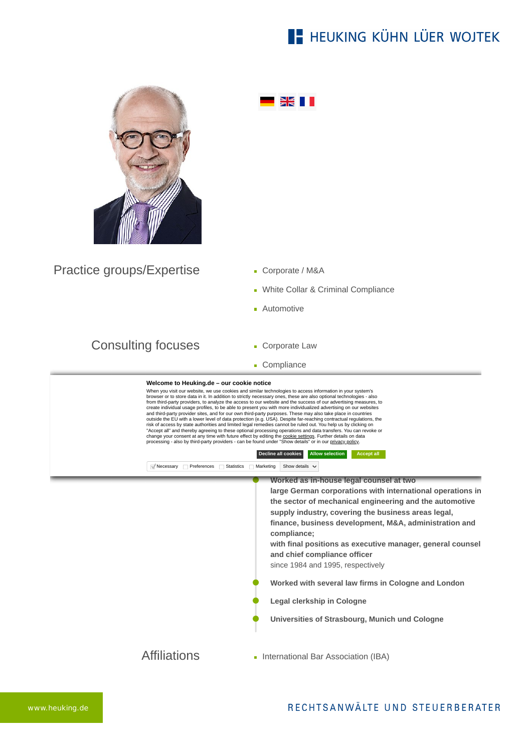# HEUKING KÜHN LÜER WOJTEK

## Practice groups/Expertise

- Corporate / M&A
- White Collar & Criminal Compliance
- Automotive

## Consulting focuses

- Corporate Law
- Compliance

**Welcome to Heuking.de – our cookie notice**

When you visit our website, we use cookies and similar technologies to access information in your system's browser or to store data in it. In addition to strictly necessary ones, these are also optional technologies - also from third-party providers, to analyze the access to our website and the success of our advertising measures, to create individual usage profiles, to be able to present you with more individualized advertising on our websites and third-party provider sites, and for our own third-party purposes. These may also take place in countries outside the EU with a lower level of data protection (e.g. USA). Despite far-reaching contractual regulations, the risk of access by state authorities and limited legal remedies cannot be ruled out. You help us by clicking on "Accept all" and thereby agreeing to these optional processing operations and data transfers. You can revoke or change your consent at any time with future effect by editing the cookie settings. Further details on data processing - also by third-party providers - can be found under "Show details" or in our privacy policy.

Decline all cookies | Allow selection | Accept all

Necessary | Preferences | Statistics | Marketing | Show details

- **Worked as in-house legal counsel at two large German corporations with international operations in the sector of mechanical engineering and the automotive supply industry, covering the business areas legal, finance, business development, M&A, administration and compliance; with final positions as executive manager, general counsel and chief compliance officer**
  since 1984 and 1995, respectively
- **Worked with several law firms in Cologne and London**
- **Legal clerkship in Cologne**
- **Universities of Strasbourg, Munich und Cologne**

## Affiliations

- International Bar Association (IBA)

www.heuking.de

RECHTSANWÄLTE UND STEUERBERATER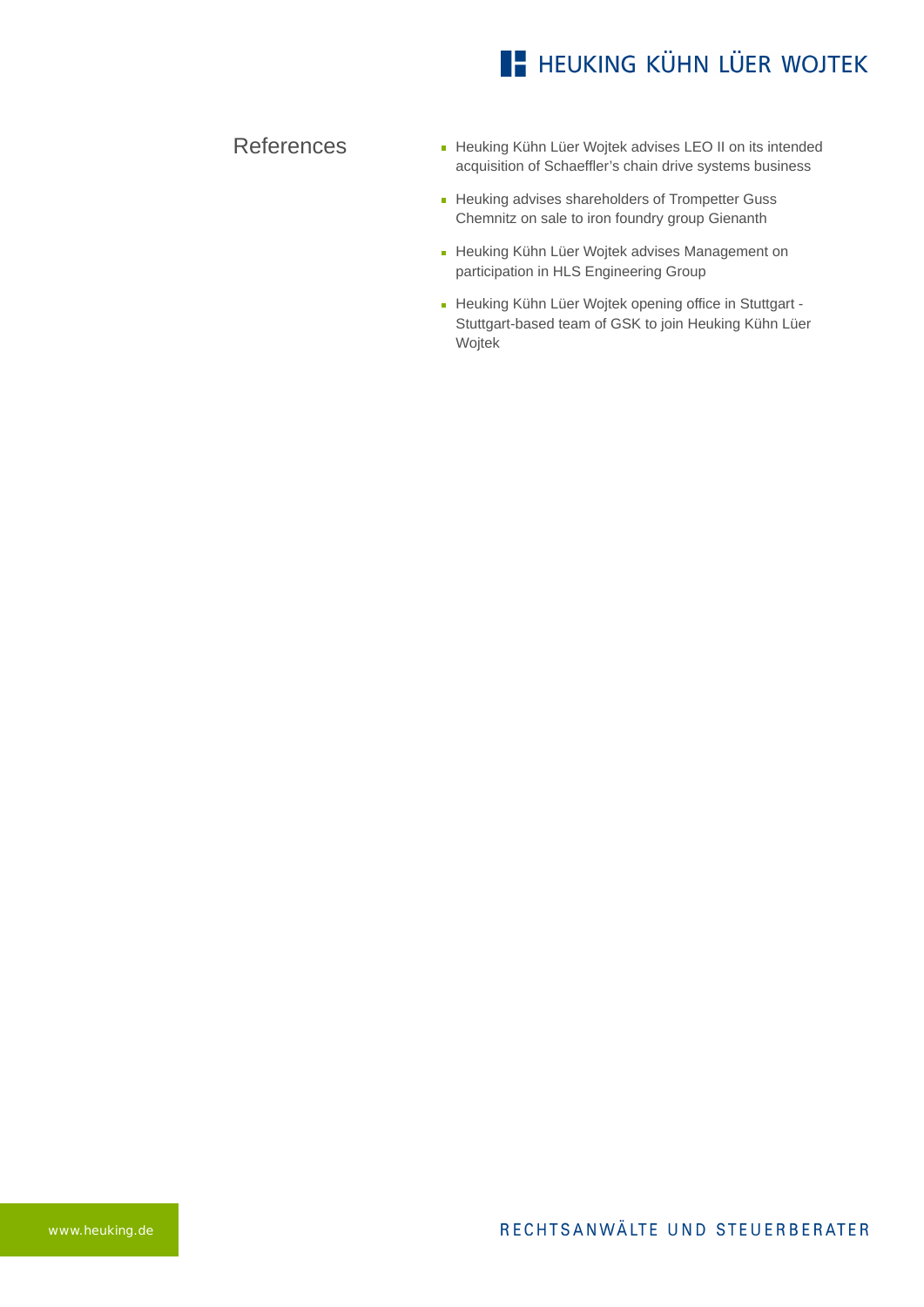## References

- Heuking Kühn Lüer Wojtek advises LEO II on its intended acquisition of Schaeffler's chain drive systems business
- Heuking advises shareholders of Trompetter Guss Chemnitz on sale to iron foundry group Gienanth
- Heuking Kühn Lüer Wojtek advises Management on participation in HLS Engineering Group
- Heuking Kühn Lüer Wojtek opening office in Stuttgart - Stuttgart-based team of GSK to join Heuking Kühn Lüer Wojtek